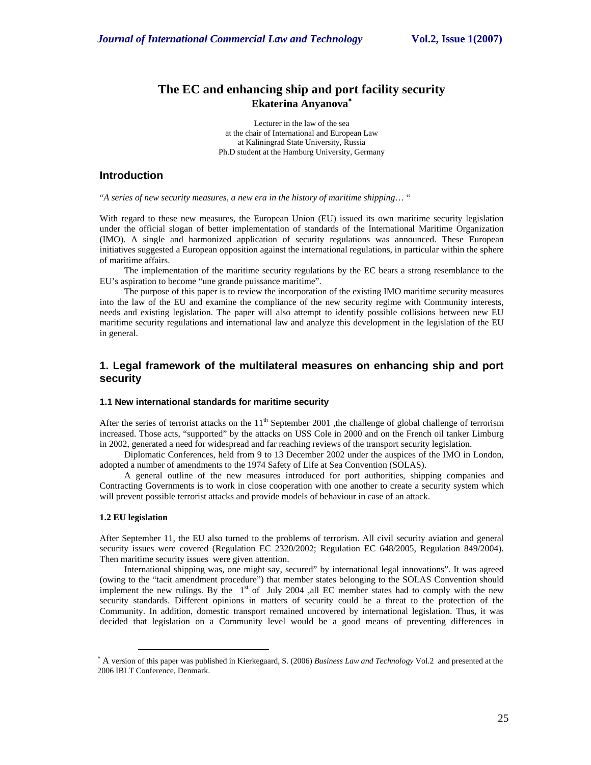# The EC and enhancing ship and port facility security

**Ekaterina Anyanova***

Lecturer in the law of the sea
at the chair of International and European Law
at Kaliningrad State University, Russia
Ph.D student at the Hamburg University, Germany

## Introduction

"*A series of new security measures, a new era in the history of maritime shipping… "*

With regard to these new measures, the European Union (EU) issued its own maritime security legislation under the official slogan of better implementation of standards of the International Maritime Organization (IMO). A single and harmonized application of security regulations was announced. These European initiatives suggested a European opposition against the international regulations, in particular within the sphere of maritime affairs.

The implementation of the maritime security regulations by the EC bears a strong resemblance to the EU's aspiration to become "une grande puissance maritime".

The purpose of this paper is to review the incorporation of the existing IMO maritime security measures into the law of the EU and examine the compliance of the new security regime with Community interests, needs and existing legislation. The paper will also attempt to identify possible collisions between new EU maritime security regulations and international law and analyze this development in the legislation of the EU in general.

## 1. Legal framework of the multilateral measures on enhancing ship and port security

### 1.1 New international standards for maritime security

After the series of terrorist attacks on the 11th September 2001 ,the challenge of global challenge of terrorism increased. Those acts, "supported" by the attacks on USS Cole in 2000 and on the French oil tanker Limburg in 2002, generated a need for widespread and far reaching reviews of the transport security legislation.

Diplomatic Conferences, held from 9 to 13 December 2002 under the auspices of the IMO in London, adopted a number of amendments to the 1974 Safety of Life at Sea Convention (SOLAS).

A general outline of the new measures introduced for port authorities, shipping companies and Contracting Governments is to work in close cooperation with one another to create a security system which will prevent possible terrorist attacks and provide models of behaviour in case of an attack.

### 1.2 EU legislation

After September 11, the EU also turned to the problems of terrorism. All civil security aviation and general security issues were covered (Regulation EC 2320/2002; Regulation EC 648/2005, Regulation 849/2004). Then maritime security issues were given attention.

International shipping was, one might say, secured" by international legal innovations". It was agreed (owing to the "tacit amendment procedure") that member states belonging to the SOLAS Convention should implement the new rulings. By the 1st of July 2004 ,all EC member states had to comply with the new security standards. Different opinions in matters of security could be a threat to the protection of the Community. In addition, domestic transport remained uncovered by international legislation. Thus, it was decided that legislation on a Community level would be a good means of preventing differences in

---

* A version of this paper was published in Kierkegaard, S. (2006) *Business Law and Technology* Vol.2 and presented at the 2006 IBLT Conference, Denmark.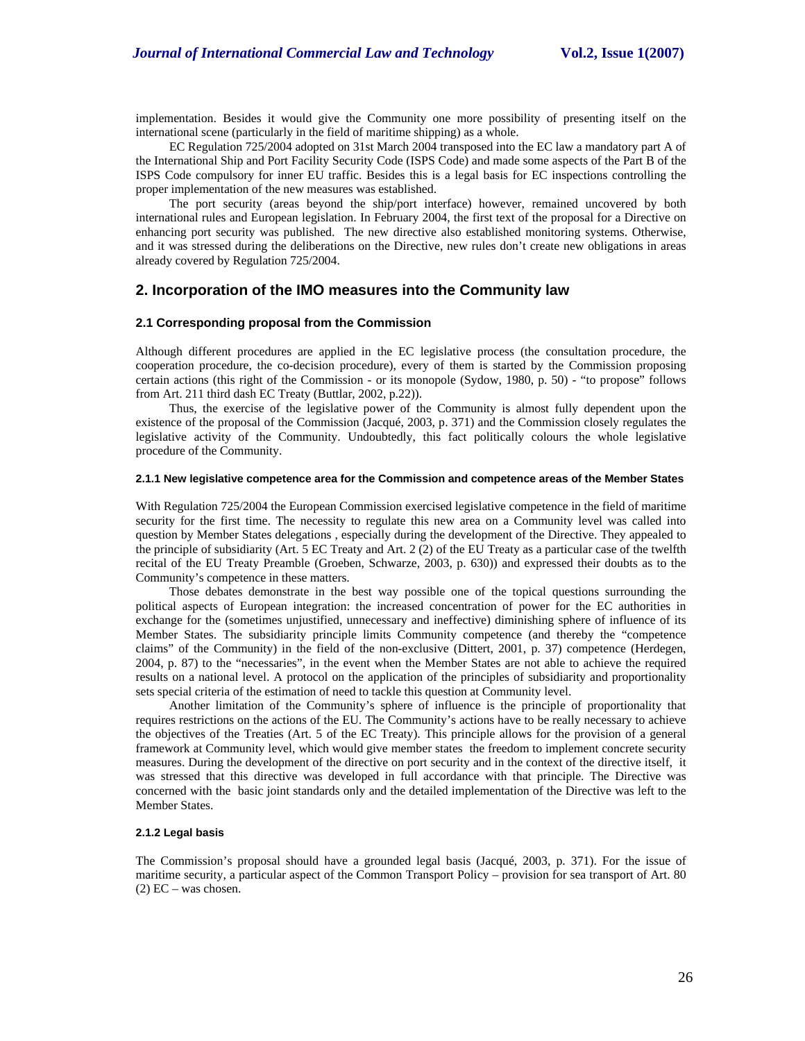implementation. Besides it would give the Community one more possibility of presenting itself on the international scene (particularly in the field of maritime shipping) as a whole.

EC Regulation 725/2004 adopted on 31st March 2004 transposed into the EC law a mandatory part A of the International Ship and Port Facility Security Code (ISPS Code) and made some aspects of the Part B of the ISPS Code compulsory for inner EU traffic. Besides this is a legal basis for EC inspections controlling the proper implementation of the new measures was established.

The port security (areas beyond the ship/port interface) however, remained uncovered by both international rules and European legislation. In February 2004, the first text of the proposal for a Directive on enhancing port security was published. The new directive also established monitoring systems. Otherwise, and it was stressed during the deliberations on the Directive, new rules don't create new obligations in areas already covered by Regulation 725/2004.

## 2. Incorporation of the IMO measures into the Community law

### 2.1 Corresponding proposal from the Commission

Although different procedures are applied in the EC legislative process (the consultation procedure, the cooperation procedure, the co-decision procedure), every of them is started by the Commission proposing certain actions (this right of the Commission - or its monopole (Sydow, 1980, p. 50) - "to propose" follows from Art. 211 third dash EC Treaty (Buttlar, 2002, p.22)).

Thus, the exercise of the legislative power of the Community is almost fully dependent upon the existence of the proposal of the Commission (Jacqué, 2003, p. 371) and the Commission closely regulates the legislative activity of the Community. Undoubtedly, this fact politically colours the whole legislative procedure of the Community.

#### 2.1.1 New legislative competence area for the Commission and competence areas of the Member States

With Regulation 725/2004 the European Commission exercised legislative competence in the field of maritime security for the first time. The necessity to regulate this new area on a Community level was called into question by Member States delegations , especially during the development of the Directive. They appealed to the principle of subsidiarity (Art. 5 EC Treaty and Art. 2 (2) of the EU Treaty as a particular case of the twelfth recital of the EU Treaty Preamble (Groeben, Schwarze, 2003, p. 630)) and expressed their doubts as to the Community's competence in these matters.

Those debates demonstrate in the best way possible one of the topical questions surrounding the political aspects of European integration: the increased concentration of power for the EC authorities in exchange for the (sometimes unjustified, unnecessary and ineffective) diminishing sphere of influence of its Member States. The subsidiarity principle limits Community competence (and thereby the "competence claims" of the Community) in the field of the non-exclusive (Dittert, 2001, p. 37) competence (Herdegen, 2004, p. 87) to the "necessaries", in the event when the Member States are not able to achieve the required results on a national level. A protocol on the application of the principles of subsidiarity and proportionality sets special criteria of the estimation of need to tackle this question at Community level.

Another limitation of the Community's sphere of influence is the principle of proportionality that requires restrictions on the actions of the EU. The Community's actions have to be really necessary to achieve the objectives of the Treaties (Art. 5 of the EC Treaty). This principle allows for the provision of a general framework at Community level, which would give member states the freedom to implement concrete security measures. During the development of the directive on port security and in the context of the directive itself, it was stressed that this directive was developed in full accordance with that principle. The Directive was concerned with the basic joint standards only and the detailed implementation of the Directive was left to the Member States.

#### 2.1.2 Legal basis

The Commission's proposal should have a grounded legal basis (Jacqué, 2003, p. 371). For the issue of maritime security, a particular aspect of the Common Transport Policy – provision for sea transport of Art. 80 (2) EC – was chosen.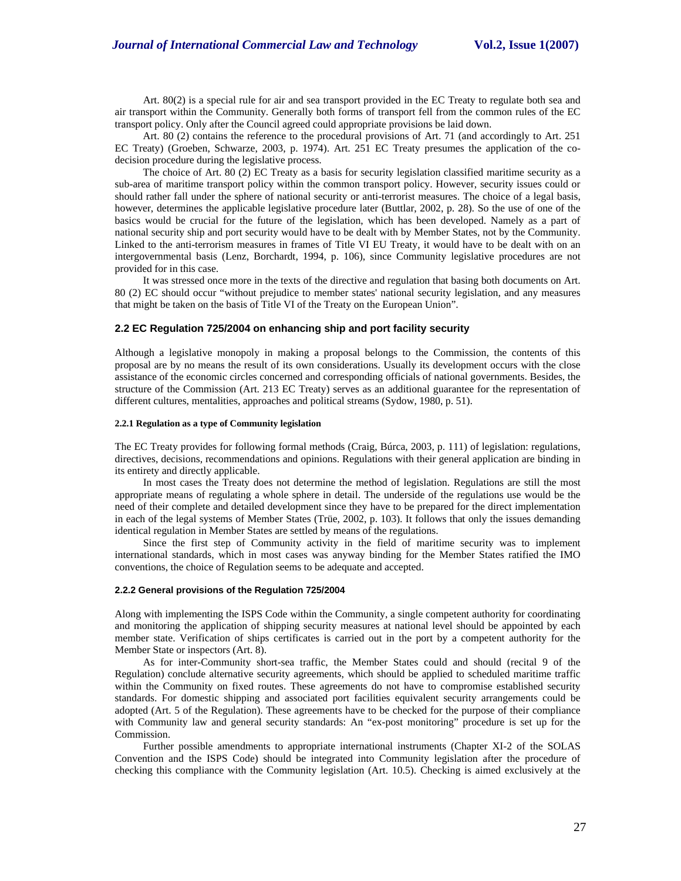Art. 80(2) is a special rule for air and sea transport provided in the EC Treaty to regulate both sea and air transport within the Community. Generally both forms of transport fell from the common rules of the EC transport policy. Only after the Council agreed could appropriate provisions be laid down.

Art. 80 (2) contains the reference to the procedural provisions of Art. 71 (and accordingly to Art. 251 EC Treaty) (Groeben, Schwarze, 2003, p. 1974). Art. 251 EC Treaty presumes the application of the co-decision procedure during the legislative process.

The choice of Art. 80 (2) EC Treaty as a basis for security legislation classified maritime security as a sub-area of maritime transport policy within the common transport policy. However, security issues could or should rather fall under the sphere of national security or anti-terrorist measures. The choice of a legal basis, however, determines the applicable legislative procedure later (Buttlar, 2002, p. 28). So the use of one of the basics would be crucial for the future of the legislation, which has been developed. Namely as a part of national security ship and port security would have to be dealt with by Member States, not by the Community. Linked to the anti-terrorism measures in frames of Title VI EU Treaty, it would have to be dealt with on an intergovernmental basis (Lenz, Borchardt, 1994, p. 106), since Community legislative procedures are not provided for in this case.

It was stressed once more in the texts of the directive and regulation that basing both documents on Art. 80 (2) EC should occur "without prejudice to member states' national security legislation, and any measures that might be taken on the basis of Title VI of the Treaty on the European Union".

### 2.2 EC Regulation 725/2004 on enhancing ship and port facility security

Although a legislative monopoly in making a proposal belongs to the Commission, the contents of this proposal are by no means the result of its own considerations. Usually its development occurs with the close assistance of the economic circles concerned and corresponding officials of national governments. Besides, the structure of the Commission (Art. 213 EC Treaty) serves as an additional guarantee for the representation of different cultures, mentalities, approaches and political streams (Sydow, 1980, p. 51).

#### 2.2.1 Regulation as a type of Community legislation

The EC Treaty provides for following formal methods (Craig, Búrca, 2003, p. 111) of legislation: regulations, directives, decisions, recommendations and opinions. Regulations with their general application are binding in its entirety and directly applicable.

In most cases the Treaty does not determine the method of legislation. Regulations are still the most appropriate means of regulating a whole sphere in detail. The underside of the regulations use would be the need of their complete and detailed development since they have to be prepared for the direct implementation in each of the legal systems of Member States (Trüe, 2002, p. 103). It follows that only the issues demanding identical regulation in Member States are settled by means of the regulations.

Since the first step of Community activity in the field of maritime security was to implement international standards, which in most cases was anyway binding for the Member States ratified the IMO conventions, the choice of Regulation seems to be adequate and accepted.

#### 2.2.2 General provisions of the Regulation 725/2004

Along with implementing the ISPS Code within the Community, a single competent authority for coordinating and monitoring the application of shipping security measures at national level should be appointed by each member state. Verification of ships certificates is carried out in the port by a competent authority for the Member State or inspectors (Art. 8).

As for inter-Community short-sea traffic, the Member States could and should (recital 9 of the Regulation) conclude alternative security agreements, which should be applied to scheduled maritime traffic within the Community on fixed routes. These agreements do not have to compromise established security standards. For domestic shipping and associated port facilities equivalent security arrangements could be adopted (Art. 5 of the Regulation). These agreements have to be checked for the purpose of their compliance with Community law and general security standards: An "ex-post monitoring" procedure is set up for the Commission.

Further possible amendments to appropriate international instruments (Chapter XI-2 of the SOLAS Convention and the ISPS Code) should be integrated into Community legislation after the procedure of checking this compliance with the Community legislation (Art. 10.5). Checking is aimed exclusively at the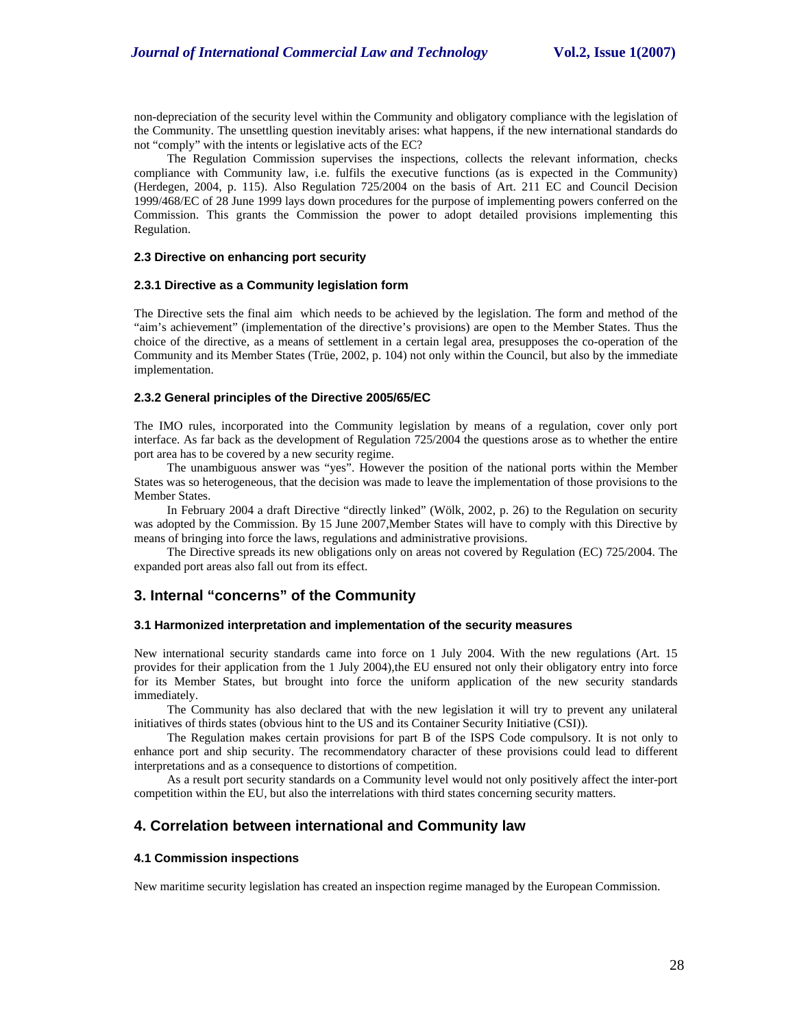non-depreciation of the security level within the Community and obligatory compliance with the legislation of the Community. The unsettling question inevitably arises: what happens, if the new international standards do not "comply" with the intents or legislative acts of the EC?

The Regulation Commission supervises the inspections, collects the relevant information, checks compliance with Community law, i.e. fulfils the executive functions (as is expected in the Community) (Herdegen, 2004, p. 115). Also Regulation 725/2004 on the basis of Art. 211 EC and Council Decision 1999/468/EC of 28 June 1999 lays down procedures for the purpose of implementing powers conferred on the Commission. This grants the Commission the power to adopt detailed provisions implementing this Regulation.

### 2.3 Directive on enhancing port security

#### 2.3.1 Directive as a Community legislation form

The Directive sets the final aim which needs to be achieved by the legislation. The form and method of the "aim's achievement" (implementation of the directive's provisions) are open to the Member States. Thus the choice of the directive, as a means of settlement in a certain legal area, presupposes the co-operation of the Community and its Member States (Trüe, 2002, p. 104) not only within the Council, but also by the immediate implementation.

#### 2.3.2 General principles of the Directive 2005/65/EC

The IMO rules, incorporated into the Community legislation by means of a regulation, cover only port interface. As far back as the development of Regulation 725/2004 the questions arose as to whether the entire port area has to be covered by a new security regime.

The unambiguous answer was "yes". However the position of the national ports within the Member States was so heterogeneous, that the decision was made to leave the implementation of those provisions to the Member States.

In February 2004 a draft Directive "directly linked" (Wölk, 2002, p. 26) to the Regulation on security was adopted by the Commission. By 15 June 2007,Member States will have to comply with this Directive by means of bringing into force the laws, regulations and administrative provisions.

The Directive spreads its new obligations only on areas not covered by Regulation (EC) 725/2004. The expanded port areas also fall out from its effect.

## 3. Internal "concerns" of the Community

### 3.1 Harmonized interpretation and implementation of the security measures

New international security standards came into force on 1 July 2004. With the new regulations (Art. 15 provides for their application from the 1 July 2004),the EU ensured not only their obligatory entry into force for its Member States, but brought into force the uniform application of the new security standards immediately.

The Community has also declared that with the new legislation it will try to prevent any unilateral initiatives of thirds states (obvious hint to the US and its Container Security Initiative (CSI)).

The Regulation makes certain provisions for part B of the ISPS Code compulsory. It is not only to enhance port and ship security. The recommendatory character of these provisions could lead to different interpretations and as a consequence to distortions of competition.

As a result port security standards on a Community level would not only positively affect the inter-port competition within the EU, but also the interrelations with third states concerning security matters.

## 4. Correlation between international and Community law

### 4.1 Commission inspections

New maritime security legislation has created an inspection regime managed by the European Commission.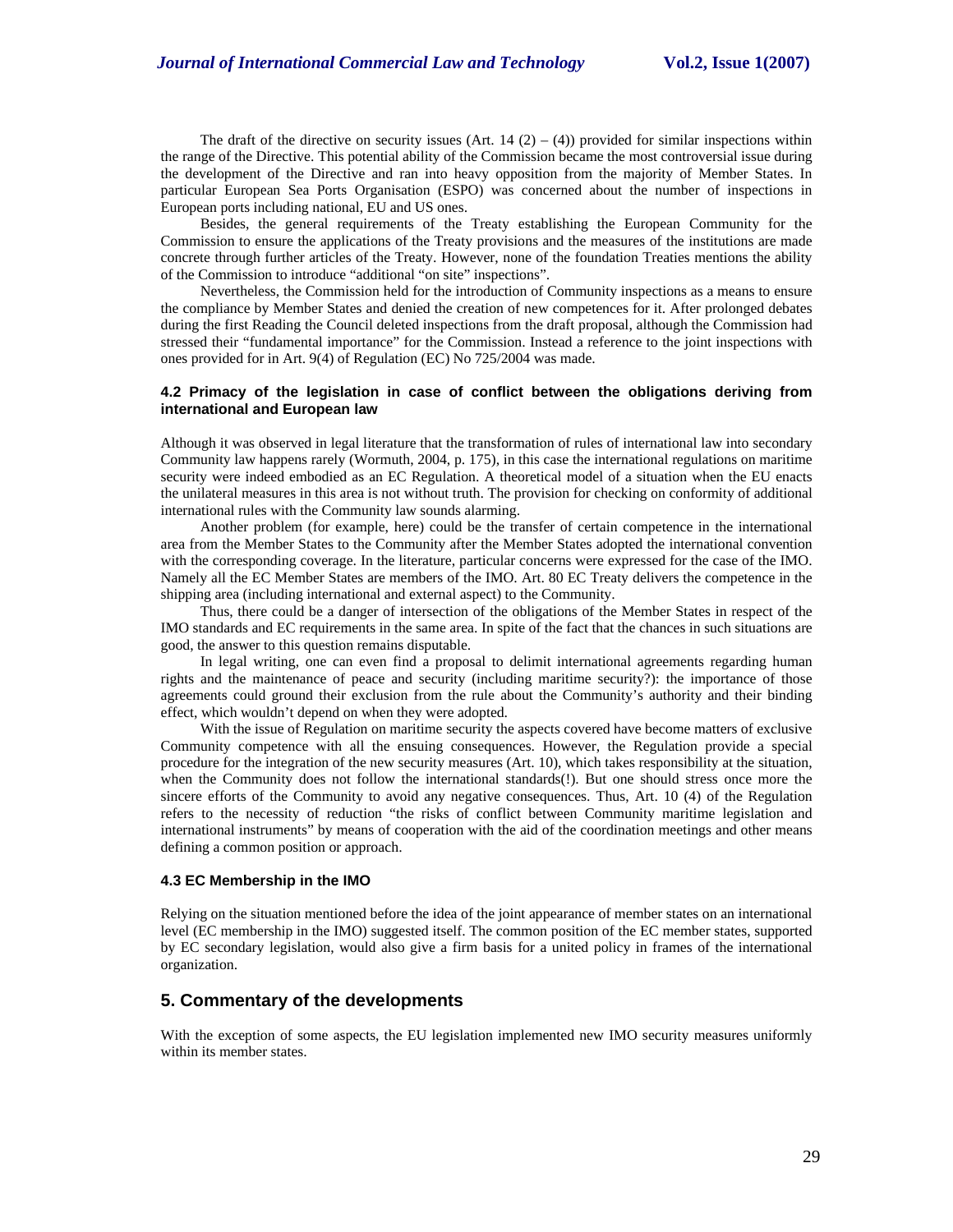The draft of the directive on security issues (Art. 14 (2) – (4)) provided for similar inspections within the range of the Directive. This potential ability of the Commission became the most controversial issue during the development of the Directive and ran into heavy opposition from the majority of Member States. In particular European Sea Ports Organisation (ESPO) was concerned about the number of inspections in European ports including national, EU and US ones.

Besides, the general requirements of the Treaty establishing the European Community for the Commission to ensure the applications of the Treaty provisions and the measures of the institutions are made concrete through further articles of the Treaty. However, none of the foundation Treaties mentions the ability of the Commission to introduce "additional "on site" inspections".

Nevertheless, the Commission held for the introduction of Community inspections as a means to ensure the compliance by Member States and denied the creation of new competences for it. After prolonged debates during the first Reading the Council deleted inspections from the draft proposal, although the Commission had stressed their "fundamental importance" for the Commission. Instead a reference to the joint inspections with ones provided for in Art. 9(4) of Regulation (EC) No 725/2004 was made.

### 4.2 Primacy of the legislation in case of conflict between the obligations deriving from international and European law

Although it was observed in legal literature that the transformation of rules of international law into secondary Community law happens rarely (Wormuth, 2004, p. 175), in this case the international regulations on maritime security were indeed embodied as an EC Regulation. A theoretical model of a situation when the EU enacts the unilateral measures in this area is not without truth. The provision for checking on conformity of additional international rules with the Community law sounds alarming.

Another problem (for example, here) could be the transfer of certain competence in the international area from the Member States to the Community after the Member States adopted the international convention with the corresponding coverage. In the literature, particular concerns were expressed for the case of the IMO. Namely all the EC Member States are members of the IMO. Art. 80 EC Treaty delivers the competence in the shipping area (including international and external aspect) to the Community.

Thus, there could be a danger of intersection of the obligations of the Member States in respect of the IMO standards and EC requirements in the same area. In spite of the fact that the chances in such situations are good, the answer to this question remains disputable.

In legal writing, one can even find a proposal to delimit international agreements regarding human rights and the maintenance of peace and security (including maritime security?): the importance of those agreements could ground their exclusion from the rule about the Community's authority and their binding effect, which wouldn't depend on when they were adopted.

With the issue of Regulation on maritime security the aspects covered have become matters of exclusive Community competence with all the ensuing consequences. However, the Regulation provide a special procedure for the integration of the new security measures (Art. 10), which takes responsibility at the situation, when the Community does not follow the international standards(!). But one should stress once more the sincere efforts of the Community to avoid any negative consequences. Thus, Art. 10 (4) of the Regulation refers to the necessity of reduction "the risks of conflict between Community maritime legislation and international instruments" by means of cooperation with the aid of the coordination meetings and other means defining a common position or approach.

### 4.3 EC Membership in the IMO

Relying on the situation mentioned before the idea of the joint appearance of member states on an international level (EC membership in the IMO) suggested itself. The common position of the EC member states, supported by EC secondary legislation, would also give a firm basis for a united policy in frames of the international organization.

## 5. Commentary of the developments

With the exception of some aspects, the EU legislation implemented new IMO security measures uniformly within its member states.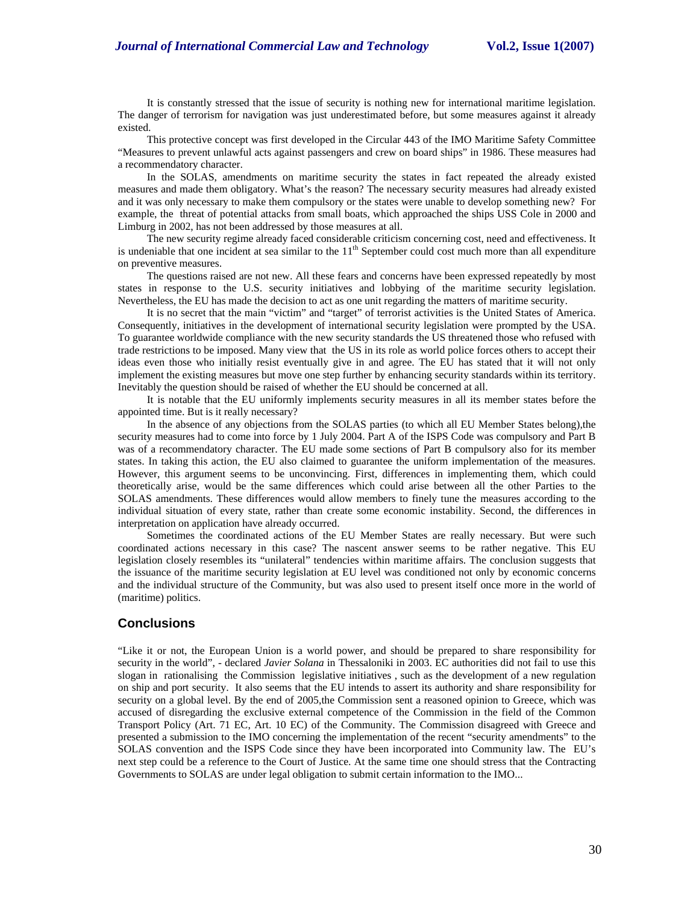It is constantly stressed that the issue of security is nothing new for international maritime legislation. The danger of terrorism for navigation was just underestimated before, but some measures against it already existed.

This protective concept was first developed in the Circular 443 of the IMO Maritime Safety Committee "Measures to prevent unlawful acts against passengers and crew on board ships" in 1986. These measures had a recommendatory character.

In the SOLAS, amendments on maritime security the states in fact repeated the already existed measures and made them obligatory. What's the reason? The necessary security measures had already existed and it was only necessary to make them compulsory or the states were unable to develop something new? For example, the threat of potential attacks from small boats, which approached the ships USS Cole in 2000 and Limburg in 2002, has not been addressed by those measures at all.

The new security regime already faced considerable criticism concerning cost, need and effectiveness. It is undeniable that one incident at sea similar to the 11th September could cost much more than all expenditure on preventive measures.

The questions raised are not new. All these fears and concerns have been expressed repeatedly by most states in response to the U.S. security initiatives and lobbying of the maritime security legislation. Nevertheless, the EU has made the decision to act as one unit regarding the matters of maritime security.

It is no secret that the main "victim" and "target" of terrorist activities is the United States of America. Consequently, initiatives in the development of international security legislation were prompted by the USA. To guarantee worldwide compliance with the new security standards the US threatened those who refused with trade restrictions to be imposed. Many view that the US in its role as world police forces others to accept their ideas even those who initially resist eventually give in and agree. The EU has stated that it will not only implement the existing measures but move one step further by enhancing security standards within its territory. Inevitably the question should be raised of whether the EU should be concerned at all.

It is notable that the EU uniformly implements security measures in all its member states before the appointed time. But is it really necessary?

In the absence of any objections from the SOLAS parties (to which all EU Member States belong),the security measures had to come into force by 1 July 2004. Part A of the ISPS Code was compulsory and Part B was of a recommendatory character. The EU made some sections of Part B compulsory also for its member states. In taking this action, the EU also claimed to guarantee the uniform implementation of the measures. However, this argument seems to be unconvincing. First, differences in implementing them, which could theoretically arise, would be the same differences which could arise between all the other Parties to the SOLAS amendments. These differences would allow members to finely tune the measures according to the individual situation of every state, rather than create some economic instability. Second, the differences in interpretation on application have already occurred.

Sometimes the coordinated actions of the EU Member States are really necessary. But were such coordinated actions necessary in this case? The nascent answer seems to be rather negative. This EU legislation closely resembles its "unilateral" tendencies within maritime affairs. The conclusion suggests that the issuance of the maritime security legislation at EU level was conditioned not only by economic concerns and the individual structure of the Community, but was also used to present itself once more in the world of (maritime) politics.

## Conclusions

"Like it or not, the European Union is a world power, and should be prepared to share responsibility for security in the world", - declared *Javier Solana* in Thessaloniki in 2003. EC authorities did not fail to use this slogan in rationalising the Commission legislative initiatives , such as the development of a new regulation on ship and port security. It also seems that the EU intends to assert its authority and share responsibility for security on a global level. By the end of 2005,the Commission sent a reasoned opinion to Greece, which was accused of disregarding the exclusive external competence of the Commission in the field of the Common Transport Policy (Art. 71 EC, Art. 10 EC) of the Community. The Commission disagreed with Greece and presented a submission to the IMO concerning the implementation of the recent "security amendments" to the SOLAS convention and the ISPS Code since they have been incorporated into Community law. The EU's next step could be a reference to the Court of Justice. At the same time one should stress that the Contracting Governments to SOLAS are under legal obligation to submit certain information to the IMO...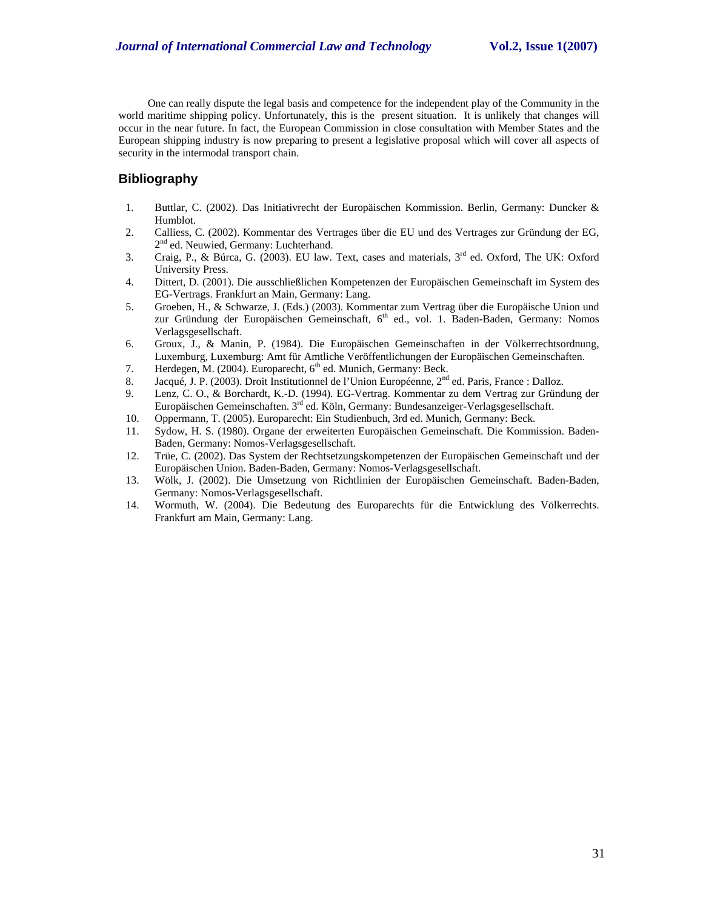One can really dispute the legal basis and competence for the independent play of the Community in the world maritime shipping policy. Unfortunately, this is the present situation. It is unlikely that changes will occur in the near future. In fact, the European Commission in close consultation with Member States and the European shipping industry is now preparing to present a legislative proposal which will cover all aspects of security in the intermodal transport chain.

## Bibliography

1. Buttlar, C. (2002). Das Initiativrecht der Europäischen Kommission. Berlin, Germany: Duncker & Humblot.
2. Calliess, C. (2002). Kommentar des Vertrages über die EU und des Vertrages zur Gründung der EG, 2nd ed. Neuwied, Germany: Luchterhand.
3. Craig, P., & Búrca, G. (2003). EU law. Text, cases and materials, 3rd ed. Oxford, The UK: Oxford University Press.
4. Dittert, D. (2001). Die ausschließlichen Kompetenzen der Europäischen Gemeinschaft im System des EG-Vertrags. Frankfurt an Main, Germany: Lang.
5. Groeben, H., & Schwarze, J. (Eds.) (2003). Kommentar zum Vertrag über die Europäische Union und zur Gründung der Europäischen Gemeinschaft, 6th ed., vol. 1. Baden-Baden, Germany: Nomos Verlagsgesellschaft.
6. Groux, J., & Manin, P. (1984). Die Europäischen Gemeinschaften in der Völkerrechtsordnung, Luxemburg, Luxemburg: Amt für Amtliche Veröffentlichungen der Europäischen Gemeinschaften.
7. Herdegen, M. (2004). Europarecht, 6th ed. Munich, Germany: Beck.
8. Jacqué, J. P. (2003). Droit Institutionnel de l'Union Européenne, 2nd ed. Paris, France : Dalloz.
9. Lenz, C. O., & Borchardt, K.-D. (1994). EG-Vertrag. Kommentar zu dem Vertrag zur Gründung der Europäischen Gemeinschaften. 3rd ed. Köln, Germany: Bundesanzeiger-Verlagsgesellschaft.
10. Oppermann, T. (2005). Europarecht: Ein Studienbuch, 3rd ed. Munich, Germany: Beck.
11. Sydow, H. S. (1980). Organe der erweiterten Europäischen Gemeinschaft. Die Kommission. Baden-Baden, Germany: Nomos-Verlagsgesellschaft.
12. Trüe, C. (2002). Das System der Rechtsetzungskompetenzen der Europäischen Gemeinschaft und der Europäischen Union. Baden-Baden, Germany: Nomos-Verlagsgesellschaft.
13. Wölk, J. (2002). Die Umsetzung von Richtlinien der Europäischen Gemeinschaft. Baden-Baden, Germany: Nomos-Verlagsgesellschaft.
14. Wormuth, W. (2004). Die Bedeutung des Europarechts für die Entwicklung des Völkerrechts. Frankfurt am Main, Germany: Lang.